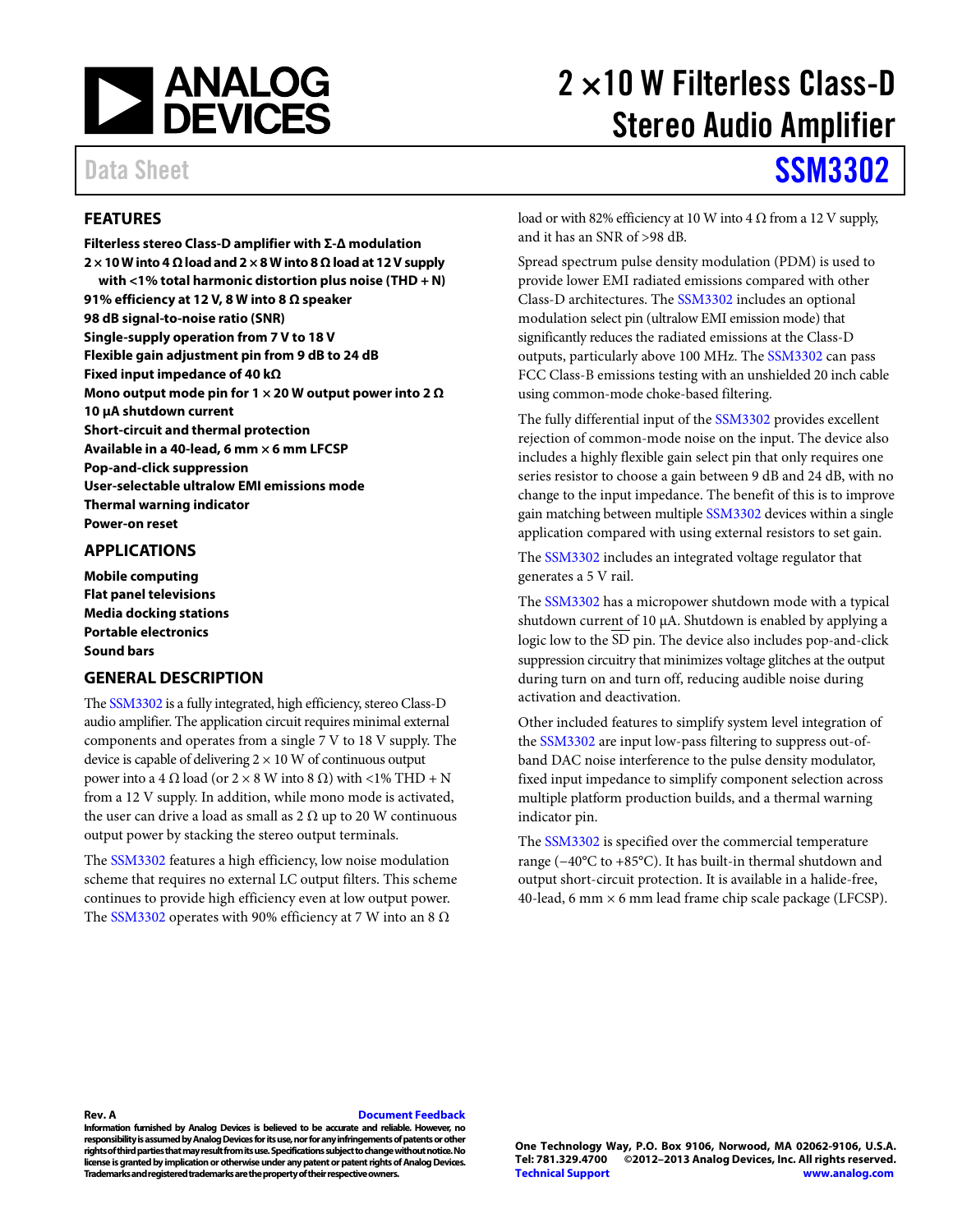# 2 × 10 W Filterless Class-D Stereo Audio Amplifier

Data Sheet **SSM3302**

## FEATURES

- **Filterless stereo Class-D amplifier with Σ-Δ modulation**
- **2 × 10 W into 4 Ω load and 2 × 8 W into 8 Ω load at 12 V supply with <1% total harmonic distortion plus noise (THD + N)**
- **91% efficiency at 12 V, 8 W into 8 Ω speaker**
- **98 dB signal-to-noise ratio (SNR)**
- **Single-supply operation from 7 V to 18 V**
- **Flexible gain adjustment pin from 9 dB to 24 dB**
- **Fixed input impedance of 40 kΩ**
- **Mono output mode pin for 1 × 20 W output power into 2 Ω**
- **10 µA shutdown current**
- **Short-circuit and thermal protection**
- **Available in a 40-lead, 6 mm × 6 mm LFCSP**
- **Pop-and-click suppression**
- **User-selectable ultralow EMI emissions mode**
- **Thermal warning indicator**
- **Power-on reset**

## APPLICATIONS

- **Mobile computing**
- **Flat panel televisions**
- **Media docking stations**
- **Portable electronics**
- **Sound bars**

## GENERAL DESCRIPTION

The SSM3302 is a fully integrated, high efficiency, stereo Class-D audio amplifier. The application circuit requires minimal external components and operates from a single 7 V to 18 V supply. The device is capable of delivering 2 × 10 W of continuous output power into a 4 Ω load (or 2 × 8 W into 8 Ω) with <1% THD + N from a 12 V supply. In addition, while mono mode is activated, the user can drive a load as small as 2 Ω up to 20 W continuous output power by stacking the stereo output terminals.

The SSM3302 features a high efficiency, low noise modulation scheme that requires no external LC output filters. This scheme continues to provide high efficiency even at low output power. The SSM3302 operates with 90% efficiency at 7 W into an 8 Ω load or with 82% efficiency at 10 W into 4 Ω from a 12 V supply, and it has an SNR of >98 dB.

Spread spectrum pulse density modulation (PDM) is used to provide lower EMI radiated emissions compared with other Class-D architectures. The SSM3302 includes an optional modulation select pin (ultralow EMI emission mode) that significantly reduces the radiated emissions at the Class-D outputs, particularly above 100 MHz. The SSM3302 can pass FCC Class-B emissions testing with an unshielded 20 inch cable using common-mode choke-based filtering.

The fully differential input of the SSM3302 provides excellent rejection of common-mode noise on the input. The device also includes a highly flexible gain select pin that only requires one series resistor to choose a gain between 9 dB and 24 dB, with no change to the input impedance. The benefit of this is to improve gain matching between multiple SSM3302 devices within a single application compared with using external resistors to set gain.

The SSM3302 includes an integrated voltage regulator that generates a 5 V rail.

The SSM3302 has a micropower shutdown mode with a typical shutdown current of 10 µA. Shutdown is enabled by applying a logic low to the $\overline{SD}$ pin. The device also includes pop-and-click suppression circuitry that minimizes voltage glitches at the output during turn on and turn off, reducing audible noise during activation and deactivation.

Other included features to simplify system level integration of the SSM3302 are input low-pass filtering to suppress out-of-band DAC noise interference to the pulse density modulator, fixed input impedance to simplify component selection across multiple platform production builds, and a thermal warning indicator pin.

The SSM3302 is specified over the commercial temperature range (−40°C to +85°C). It has built-in thermal shutdown and output short-circuit protection. It is available in a halide-free, 40-lead, 6 mm × 6 mm lead frame chip scale package (LFCSP).

**Rev. A** **Document Feedback**

**Information furnished by Analog Devices is believed to be accurate and reliable. However, no responsibility is assumed by Analog Devices for its use, nor for any infringements of patents or other rights of third parties that may result from its use. Specifications subject to change without notice. No license is granted by implication or otherwise under any patent or patent rights of Analog Devices. Trademarks and registered trademarks are the property of their respective owners.**

**One Technology Way, P.O. Box 9106, Norwood, MA 02062-9106, U.S.A.**
**Tel: 781.329.4700 ©2012–2013 Analog Devices, Inc. All rights reserved.**
**Technical Support** **www.analog.com**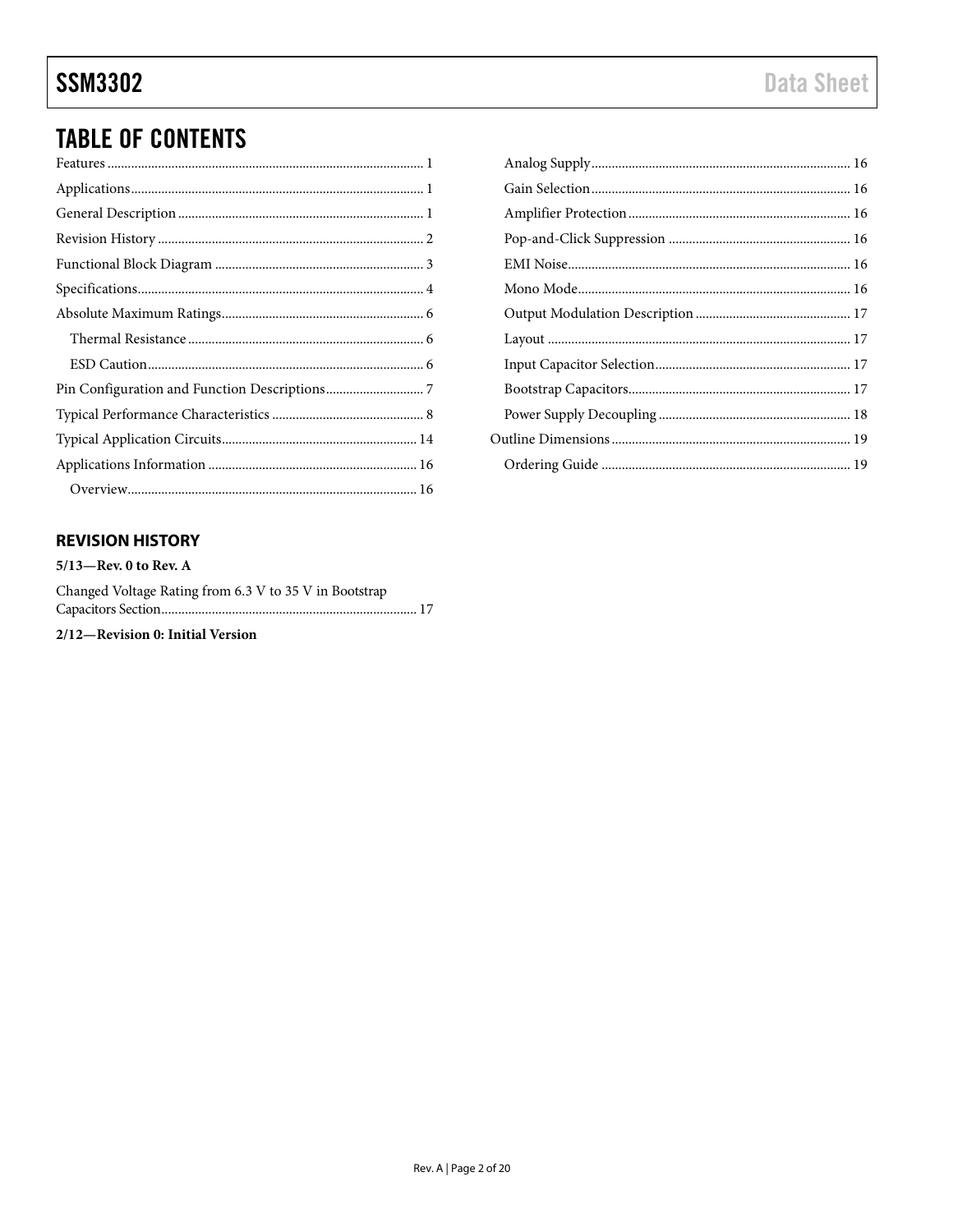# TABLE OF CONTENTS

- Features ... 1
- Applications ... 1
- General Description ... 1
- Revision History ... 2
- Functional Block Diagram ... 3
- Specifications ... 4
- Absolute Maximum Ratings ... 6
  - Thermal Resistance ... 6
  - ESD Caution ... 6
- Pin Configuration and Function Descriptions ... 7
- Typical Performance Characteristics ... 8
- Typical Application Circuits ... 14
- Applications Information ... 16
  - Overview ... 16
  - Analog Supply ... 16
  - Gain Selection ... 16
  - Amplifier Protection ... 16
  - Pop-and-Click Suppression ... 16
  - EMI Noise ... 16
  - Mono Mode ... 16
  - Output Modulation Description ... 17
  - Layout ... 17
  - Input Capacitor Selection ... 17
  - Bootstrap Capacitors ... 17
  - Power Supply Decoupling ... 18
- Outline Dimensions ... 19
  - Ordering Guide ... 19

## REVISION HISTORY

**5/13—Rev. 0 to Rev. A**

Changed Voltage Rating from 6.3 V to 35 V in Bootstrap Capacitors Section ... 17

**2/12—Revision 0: Initial Version**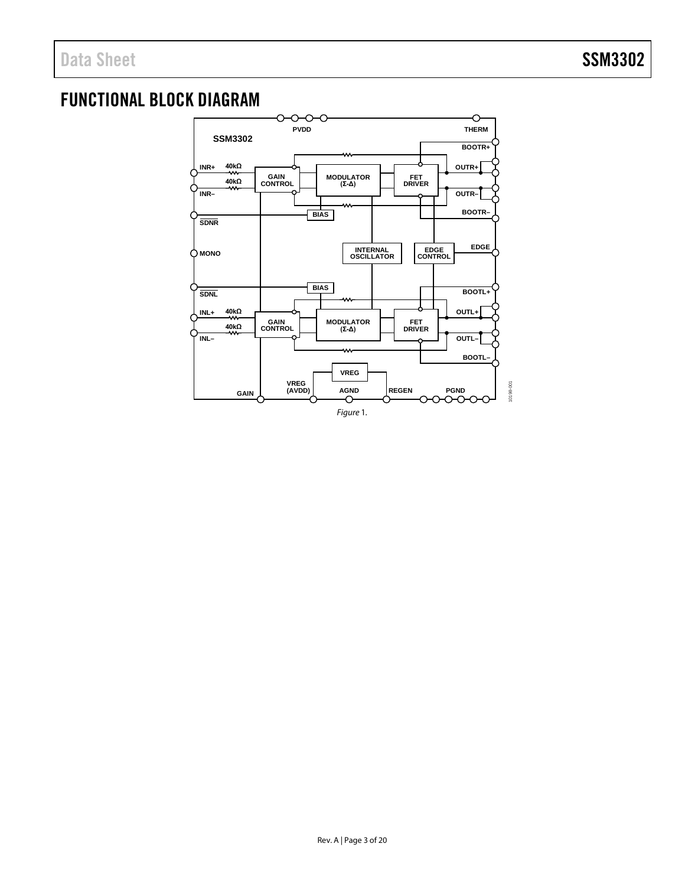## FUNCTIONAL BLOCK DIAGRAM

*Figure 1.*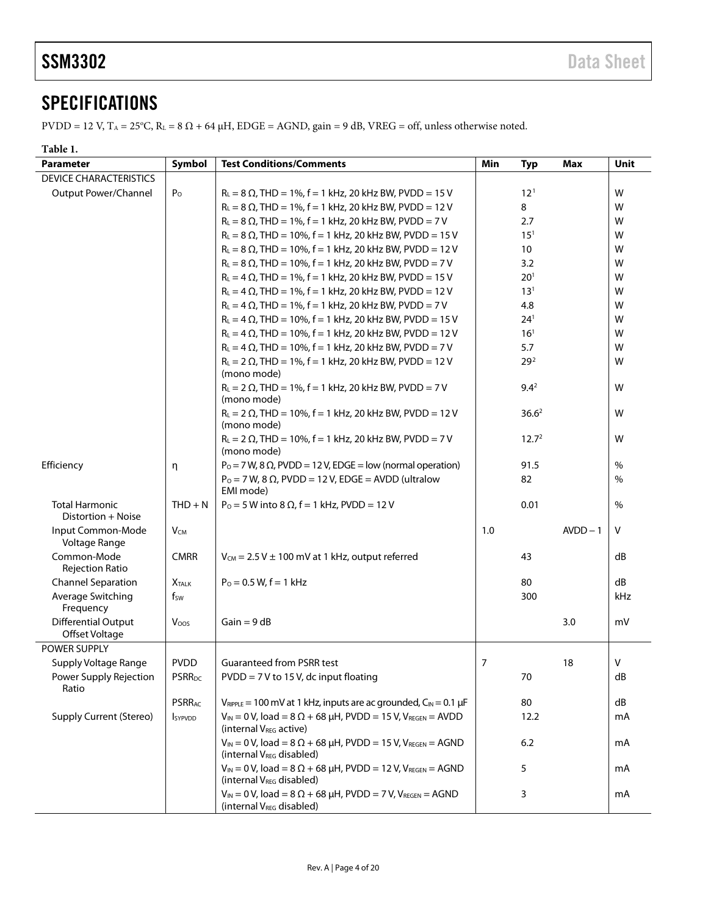## SPECIFICATIONS

PVDD = 12 V, $T_A$ = 25°C, $R_L$ = 8 Ω + 64 μH, EDGE = AGND, gain = 9 dB, VREG = off, unless otherwise noted.

**Table 1.**

| Parameter | Symbol | Test Conditions/Comments | Min | Typ | Max | Unit |
|---|---|---|---|---|---|---|
| DEVICE CHARACTERISTICS | | | | | | |
| Output Power/Channel | $P_O$ | $R_L$ = 8 Ω, THD = 1%, f = 1 kHz, 20 kHz BW, PVDD = 15 V | | 12[1] | | W |
| | | $R_L$ = 8 Ω, THD = 1%, f = 1 kHz, 20 kHz BW, PVDD = 12 V | | 8 | | W |
| | | $R_L$ = 8 Ω, THD = 1%, f = 1 kHz, 20 kHz BW, PVDD = 7 V | | 2.7 | | W |
| | | $R_L$ = 8 Ω, THD = 10%, f = 1 kHz, 20 kHz BW, PVDD = 15 V | | 15[1] | | W |
| | | $R_L$ = 8 Ω, THD = 10%, f = 1 kHz, 20 kHz BW, PVDD = 12 V | | 10 | | W |
| | | $R_L$ = 8 Ω, THD = 10%, f = 1 kHz, 20 kHz BW, PVDD = 7 V | | 3.2 | | W |
| | | $R_L$ = 4 Ω, THD = 1%, f = 1 kHz, 20 kHz BW, PVDD = 15 V | | 20[1] | | W |
| | | $R_L$ = 4 Ω, THD = 1%, f = 1 kHz, 20 kHz BW, PVDD = 12 V | | 13[1] | | W |
| | | $R_L$ = 4 Ω, THD = 1%, f = 1 kHz, 20 kHz BW, PVDD = 7 V | | 4.8 | | W |
| | | $R_L$ = 4 Ω, THD = 10%, f = 1 kHz, 20 kHz BW, PVDD = 15 V | | 24[1] | | W |
| | | $R_L$ = 4 Ω, THD = 10%, f = 1 kHz, 20 kHz BW, PVDD = 12 V | | 16[1] | | W |
| | | $R_L$ = 4 Ω, THD = 10%, f = 1 kHz, 20 kHz BW, PVDD = 7 V | | 5.7 | | W |
| | | $R_L$ = 2 Ω, THD = 1%, f = 1 kHz, 20 kHz BW, PVDD = 12 V (mono mode) | | 29[2] | | W |
| | | $R_L$ = 2 Ω, THD = 1%, f = 1 kHz, 20 kHz BW, PVDD = 7 V (mono mode) | | 9.4[2] | | W |
| | | $R_L$ = 2 Ω, THD = 10%, f = 1 kHz, 20 kHz BW, PVDD = 12 V (mono mode) | | 36.6[2] | | W |
| | | $R_L$ = 2 Ω, THD = 10%, f = 1 kHz, 20 kHz BW, PVDD = 7 V (mono mode) | | 12.7[2] | | W |
| Efficiency | η | $P_O$ = 7 W, 8 Ω, PVDD = 12 V, EDGE = low (normal operation) | | 91.5 | | % |
| | | $P_O$ = 7 W, 8 Ω, PVDD = 12 V, EDGE = AVDD (ultralow EMI mode) | | 82 | | % |
| Total Harmonic Distortion + Noise | THD + N | $P_O$ = 5 W into 8 Ω, f = 1 kHz, PVDD = 12 V | | 0.01 | | % |
| Input Common-Mode Voltage Range | $V_{CM}$ | | 1.0 | | AVDD − 1 | V |
| Common-Mode Rejection Ratio | CMRR | $V_{CM}$ = 2.5 V ± 100 mV at 1 kHz, output referred | | 43 | | dB |
| Channel Separation | $X_{TALK}$ | $P_O$ = 0.5 W, f = 1 kHz | | 80 | | dB |
| Average Switching Frequency | $f_{SW}$ | | | 300 | | kHz |
| Differential Output Offset Voltage | $V_{OOS}$ | Gain = 9 dB | | | 3.0 | mV |
| POWER SUPPLY | | | | | | |
| Supply Voltage Range | PVDD | Guaranteed from PSRR test | 7 | | 18 | V |
| Power Supply Rejection Ratio | $PSRR_{DC}$ | PVDD = 7 V to 15 V, dc input floating | | 70 | | dB |
| | $PSRR_{AC}$ | $V_{RIPPLE}$ = 100 mV at 1 kHz, inputs are ac grounded, $C_{IN}$ = 0.1 μF | | 80 | | dB |
| Supply Current (Stereo) | $I_{SYPVDD}$ | $V_{IN}$ = 0 V, load = 8 Ω + 68 μH, PVDD = 15 V, $V_{REGEN}$ = AVDD (internal $V_{REG}$ active) | | 12.2 | | mA |
| | | $V_{IN}$ = 0 V, load = 8 Ω + 68 μH, PVDD = 15 V, $V_{REGEN}$ = AGND (internal $V_{REG}$ disabled) | | 6.2 | | mA |
| | | $V_{IN}$ = 0 V, load = 8 Ω + 68 μH, PVDD = 12 V, $V_{REGEN}$ = AGND (internal $V_{REG}$ disabled) | | 5 | | mA |
| | | $V_{IN}$ = 0 V, load = 8 Ω + 68 μH, PVDD = 7 V, $V_{REGEN}$ = AGND (internal $V_{REG}$ disabled) | | 3 | | mA |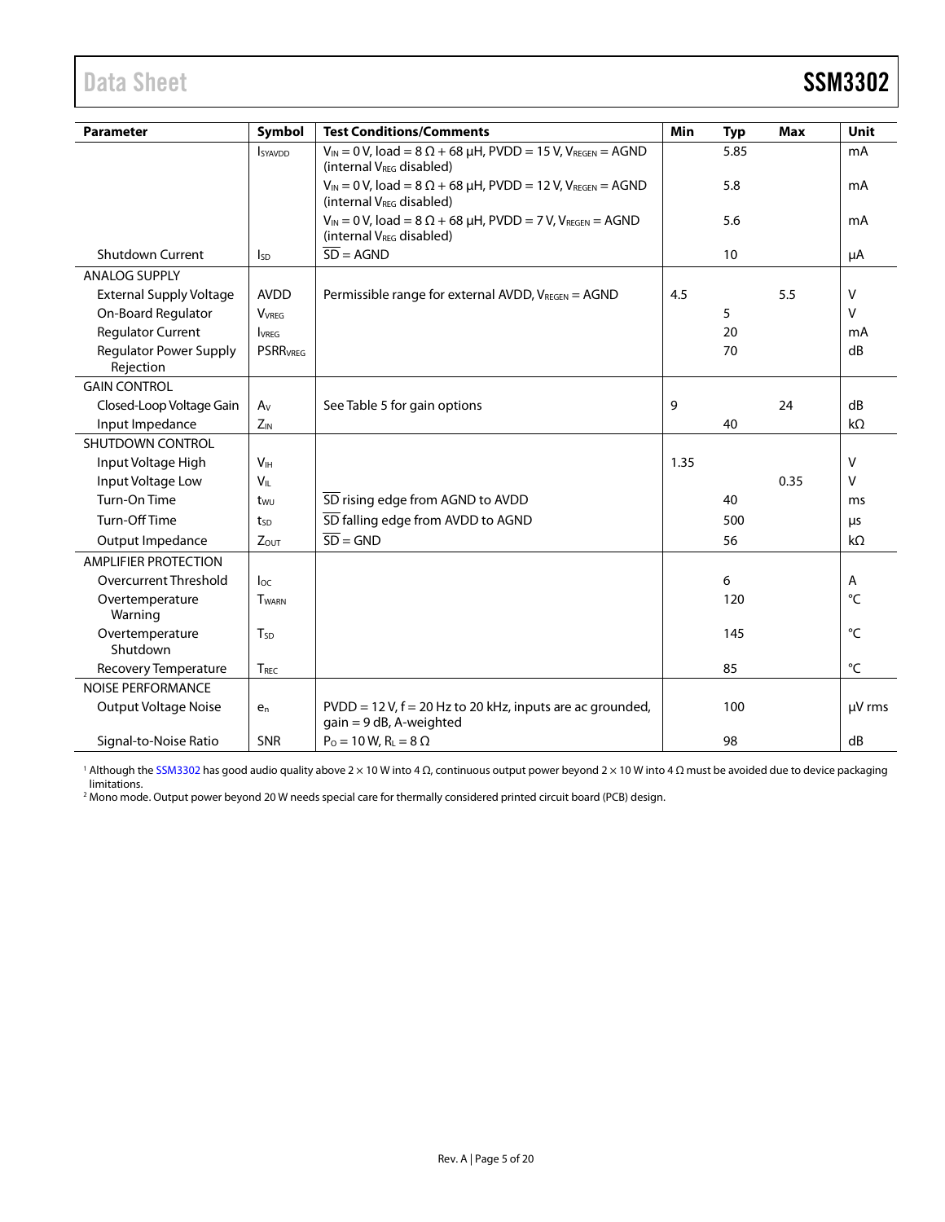| Parameter | Symbol | Test Conditions/Comments | Min | Typ | Max | Unit |
|---|---|---|---|---|---|---|
| | $I_{SYAVDD}$ | $V_{IN}$ = 0 V, load = 8 Ω + 68 µH, PVDD = 15 V, $V_{REGEN}$ = AGND (internal $V_{REG}$ disabled) | | 5.85 | | mA |
| | | $V_{IN}$ = 0 V, load = 8 Ω + 68 µH, PVDD = 12 V, $V_{REGEN}$ = AGND (internal $V_{REG}$ disabled) | | 5.8 | | mA |
| | | $V_{IN}$ = 0 V, load = 8 Ω + 68 µH, PVDD = 7 V, $V_{REGEN}$ = AGND (internal $V_{REG}$ disabled) | | 5.6 | | mA |
| Shutdown Current | $I_{SD}$ | $\overline{SD}$ = AGND | | 10 | | µA |
| ANALOG SUPPLY | | | | | | |
| External Supply Voltage | AVDD | Permissible range for external AVDD, $V_{REGEN}$ = AGND | 4.5 | | 5.5 | V |
| On-Board Regulator | $V_{VREG}$ | | | 5 | | V |
| Regulator Current | $I_{VREG}$ | | | 20 | | mA |
| Regulator Power Supply Rejection | $PSRR_{VREG}$ | | | 70 | | dB |
| GAIN CONTROL | | | | | | |
| Closed-Loop Voltage Gain | $A_V$ | See Table 5 for gain options | 9 | | 24 | dB |
| Input Impedance | $Z_{IN}$ | | | 40 | | kΩ |
| SHUTDOWN CONTROL | | | | | | |
| Input Voltage High | $V_{IH}$ | | 1.35 | | | V |
| Input Voltage Low | $V_{IL}$ | | | | 0.35 | V |
| Turn-On Time | $t_{WU}$ | $\overline{SD}$ rising edge from AGND to AVDD | | 40 | | ms |
| Turn-Off Time | $t_{SD}$ | $\overline{SD}$ falling edge from AVDD to AGND | | 500 | | µs |
| Output Impedance | $Z_{OUT}$ | $\overline{SD}$ = GND | | 56 | | kΩ |
| AMPLIFIER PROTECTION | | | | | | |
| Overcurrent Threshold | $I_{OC}$ | | | 6 | | A |
| Overtemperature Warning | $T_{WARN}$ | | | 120 | | °C |
| Overtemperature Shutdown | $T_{SD}$ | | | 145 | | °C |
| Recovery Temperature | $T_{REC}$ | | | 85 | | °C |
| NOISE PERFORMANCE | | | | | | |
| Output Voltage Noise | $e_n$ | PVDD = 12 V, f = 20 Hz to 20 kHz, inputs are ac grounded, gain = 9 dB, A-weighted | | 100 | | µV rms |
| Signal-to-Noise Ratio | SNR | $P_O$ = 10 W, $R_L$ = 8 Ω | | 98 | | dB |

[1] Although the SSM3302 has good audio quality above 2 × 10 W into 4 Ω, continuous output power beyond 2 × 10 W into 4 Ω must be avoided due to device packaging limitations.

[2] Mono mode. Output power beyond 20 W needs special care for thermally considered printed circuit board (PCB) design.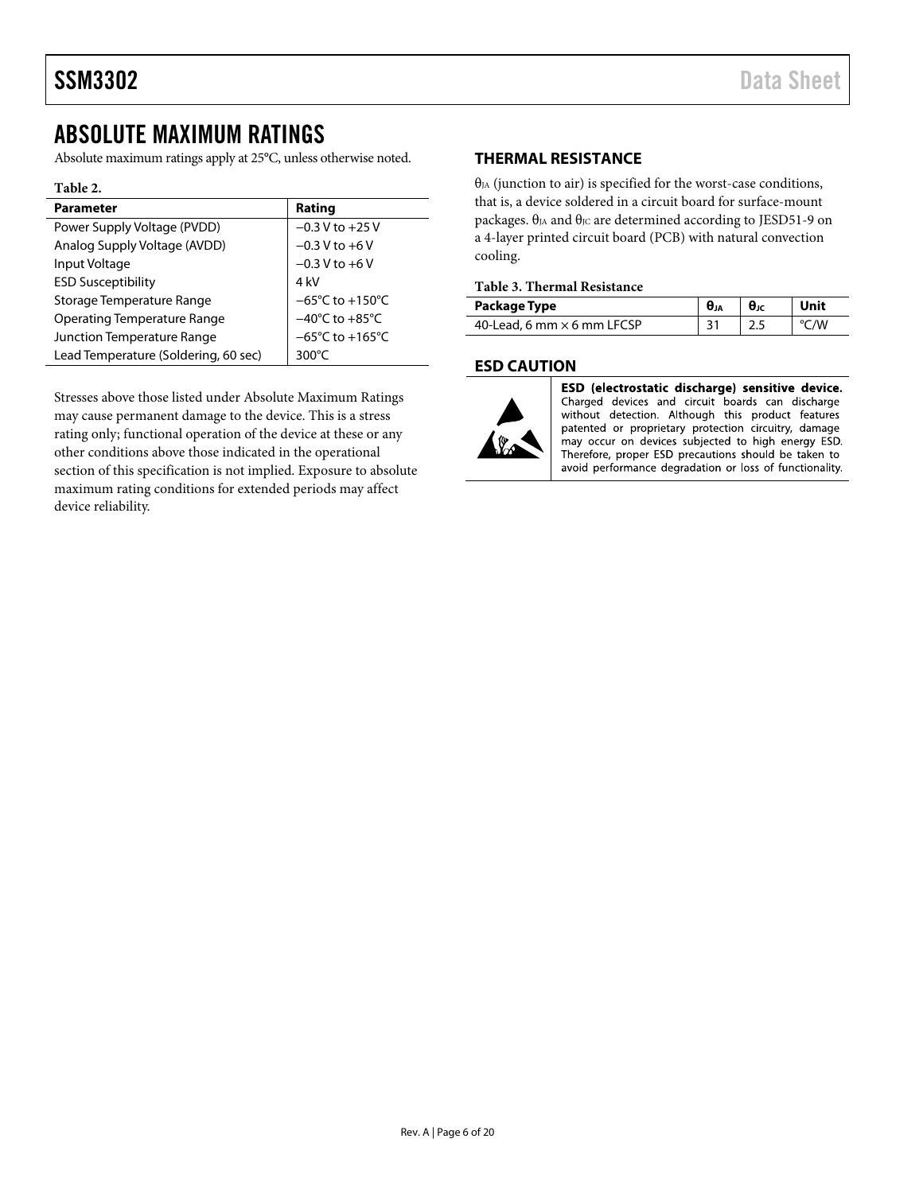# ABSOLUTE MAXIMUM RATINGS

Absolute maximum ratings apply at 25°C, unless otherwise noted.

**Table 2.**

| Parameter | Rating |
|---|---|
| Power Supply Voltage (PVDD) | −0.3 V to +25 V |
| Analog Supply Voltage (AVDD) | −0.3 V to +6 V |
| Input Voltage | −0.3 V to +6 V |
| ESD Susceptibility | 4 kV |
| Storage Temperature Range | −65°C to +150°C |
| Operating Temperature Range | −40°C to +85°C |
| Junction Temperature Range | −65°C to +165°C |
| Lead Temperature (Soldering, 60 sec) | 300°C |

Stresses above those listed under Absolute Maximum Ratings may cause permanent damage to the device. This is a stress rating only; functional operation of the device at these or any other conditions above those indicated in the operational section of this specification is not implied. Exposure to absolute maximum rating conditions for extended periods may affect device reliability.

## THERMAL RESISTANCE

$\theta_{JA}$ (junction to air) is specified for the worst-case conditions, that is, a device soldered in a circuit board for surface-mount packages. $\theta_{JA}$ and $\theta_{JC}$ are determined according to JESD51-9 on a 4-layer printed circuit board (PCB) with natural convection cooling.

**Table 3. Thermal Resistance**

| Package Type | $\theta_{JA}$ | $\theta_{JC}$ | Unit |
|---|---|---|---|
| 40-Lead, 6 mm × 6 mm LFCSP | 31 | 2.5 | °C/W |

## ESD CAUTION

**ESD (electrostatic discharge) sensitive device.** Charged devices and circuit boards can discharge without detection. Although this product features patented or proprietary protection circuitry, damage may occur on devices subjected to high energy ESD. Therefore, proper ESD precautions should be taken to avoid performance degradation or loss of functionality.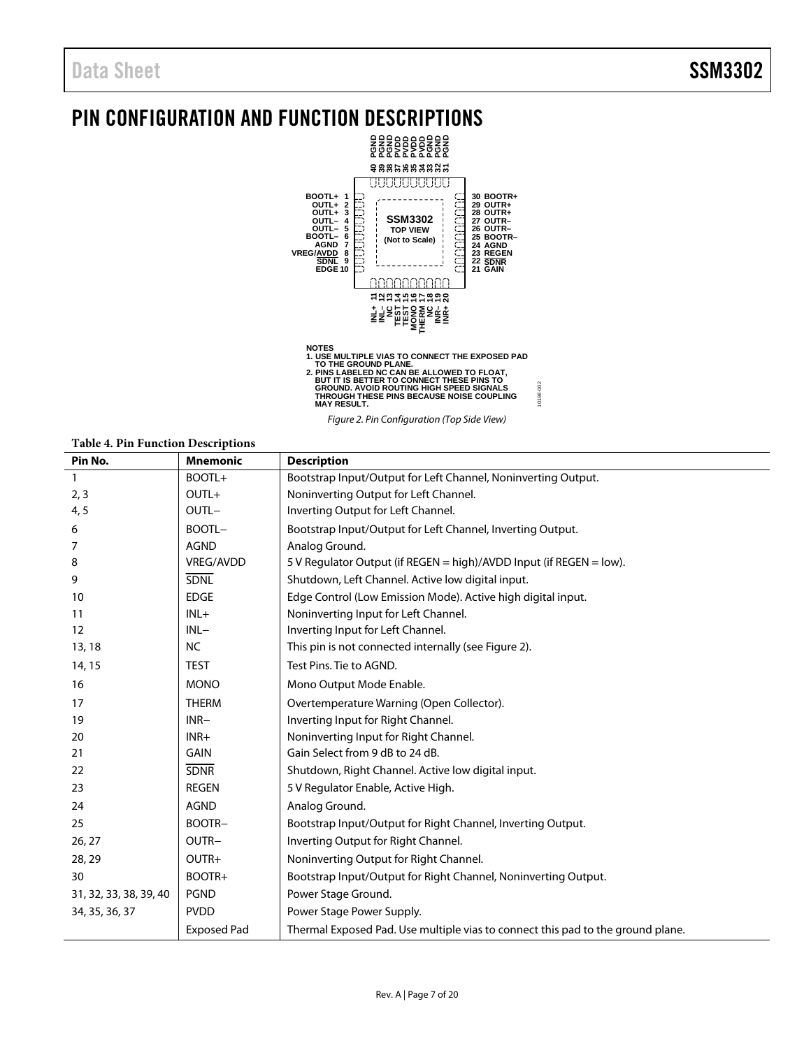# PIN CONFIGURATION AND FUNCTION DESCRIPTIONS

NOTES
1. USE MULTIPLE VIAS TO CONNECT THE EXPOSED PAD TO THE GROUND PLANE.
2. PINS LABELED NC CAN BE ALLOWED TO FLOAT, BUT IT IS BETTER TO CONNECT THESE PINS TO GROUND. AVOID ROUTING HIGH SPEED SIGNALS THROUGH THESE PINS BECAUSE NOISE COUPLING MAY RESULT.

*Figure 2. Pin Configuration (Top Side View)*

**Table 4. Pin Function Descriptions**

| Pin No. | Mnemonic | Description |
|---|---|---|
| 1 | BOOTL+ | Bootstrap Input/Output for Left Channel, Noninverting Output. |
| 2, 3 | OUTL+ | Noninverting Output for Left Channel. |
| 4, 5 | OUTL− | Inverting Output for Left Channel. |
| 6 | BOOTL− | Bootstrap Input/Output for Left Channel, Inverting Output. |
| 7 | AGND | Analog Ground. |
| 8 | VREG/AVDD | 5 V Regulator Output (if REGEN = high)/AVDD Input (if REGEN = low). |
| 9 | $\overline{\text{SDNL}}$ | Shutdown, Left Channel. Active low digital input. |
| 10 | EDGE | Edge Control (Low Emission Mode). Active high digital input. |
| 11 | INL+ | Noninverting Input for Left Channel. |
| 12 | INL− | Inverting Input for Left Channel. |
| 13, 18 | NC | This pin is not connected internally (see Figure 2). |
| 14, 15 | TEST | Test Pins. Tie to AGND. |
| 16 | MONO | Mono Output Mode Enable. |
| 17 | THERM | Overtemperature Warning (Open Collector). |
| 19 | INR− | Inverting Input for Right Channel. |
| 20 | INR+ | Noninverting Input for Right Channel. |
| 21 | GAIN | Gain Select from 9 dB to 24 dB. |
| 22 | $\overline{\text{SDNR}}$ | Shutdown, Right Channel. Active low digital input. |
| 23 | REGEN | 5 V Regulator Enable, Active High. |
| 24 | AGND | Analog Ground. |
| 25 | BOOTR− | Bootstrap Input/Output for Right Channel, Inverting Output. |
| 26, 27 | OUTR− | Inverting Output for Right Channel. |
| 28, 29 | OUTR+ | Noninverting Output for Right Channel. |
| 30 | BOOTR+ | Bootstrap Input/Output for Right Channel, Noninverting Output. |
| 31, 32, 33, 38, 39, 40 | PGND | Power Stage Ground. |
| 34, 35, 36, 37 | PVDD | Power Stage Power Supply. |
| | Exposed Pad | Thermal Exposed Pad. Use multiple vias to connect this pad to the ground plane. |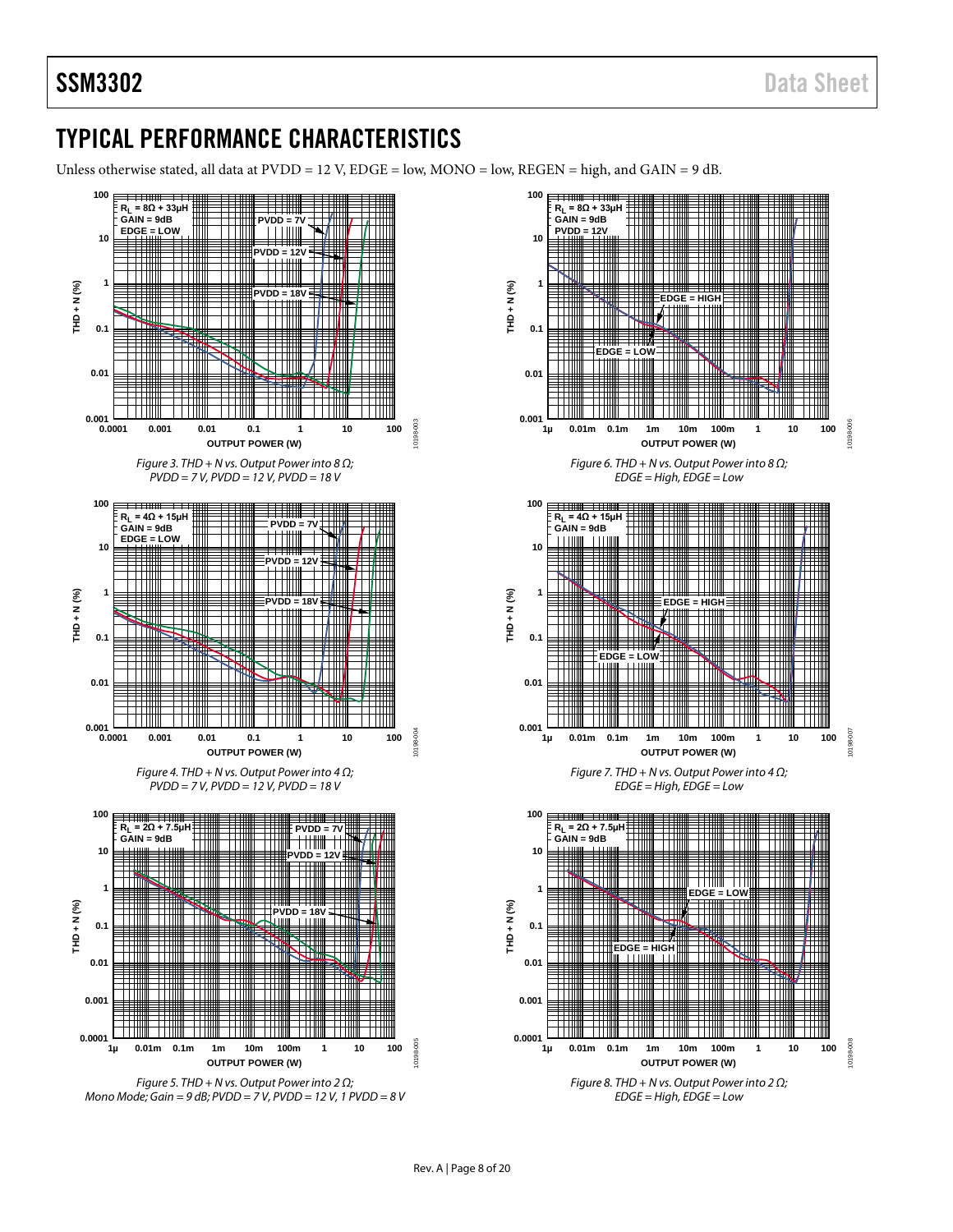## TYPICAL PERFORMANCE CHARACTERISTICS

Unless otherwise stated, all data at PVDD = 12 V, EDGE = low, MONO = low, REGEN = high, and GAIN = 9 dB.

*Figure 3. THD + N vs. Output Power into 8 Ω; PVDD = 7 V, PVDD = 12 V, PVDD = 18 V*

*Figure 4. THD + N vs. Output Power into 4 Ω; PVDD = 7 V, PVDD = 12 V, PVDD = 18 V*

*Figure 5. THD + N vs. Output Power into 2 Ω; Mono Mode; Gain = 9 dB; PVDD = 7 V, PVDD = 12 V, 1 PVDD = 8 V*

*Figure 6. THD + N vs. Output Power into 8 Ω; EDGE = High, EDGE = Low*

*Figure 7. THD + N vs. Output Power into 4 Ω; EDGE = High, EDGE = Low*

*Figure 8. THD + N vs. Output Power into 2 Ω; EDGE = High, EDGE = Low*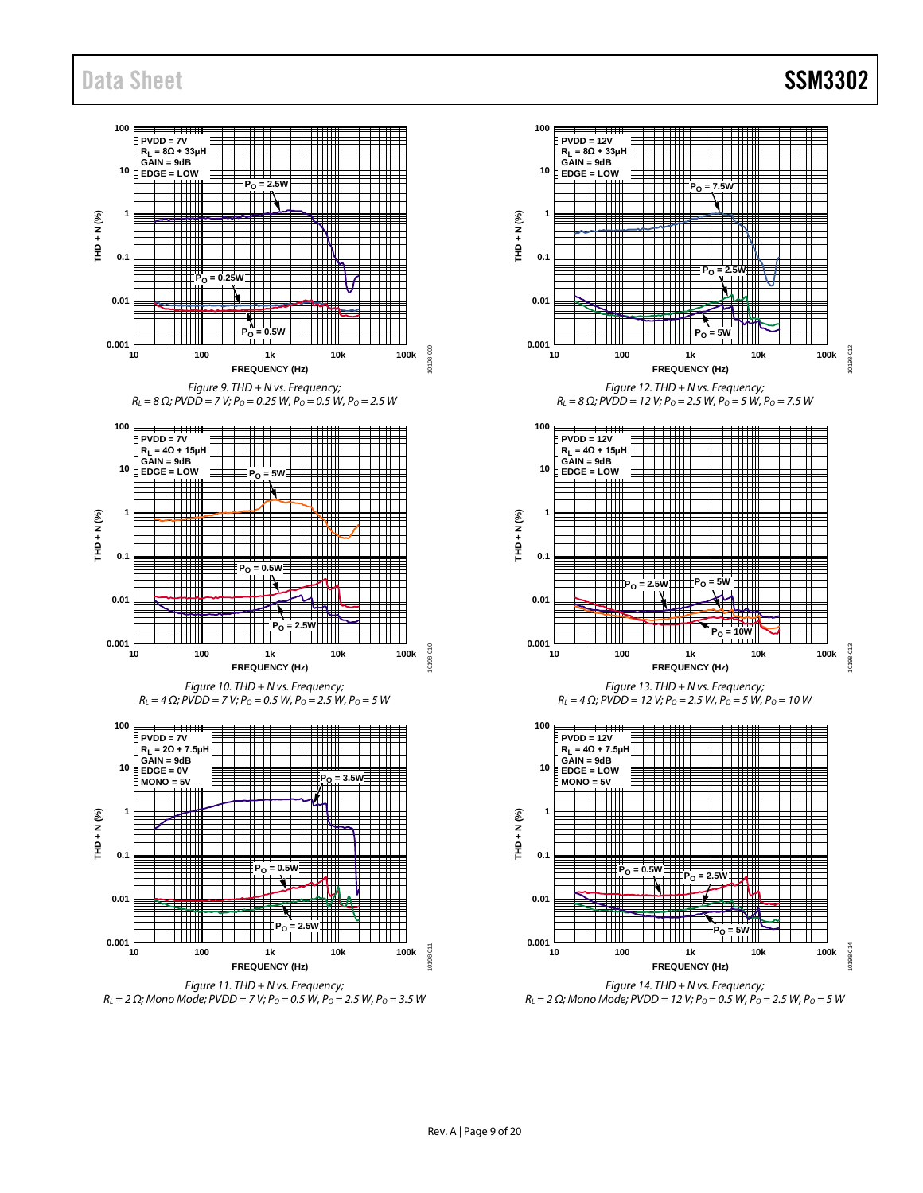Figure 9. THD + N vs. Frequency; $R_L$ = 8 Ω; PVDD = 7 V; $P_O$ = 0.25 W, $P_O$ = 0.5 W, $P_O$ = 2.5 W

Figure 10. THD + N vs. Frequency; $R_L$ = 4 Ω; PVDD = 7 V; $P_O$ = 0.5 W, $P_O$ = 2.5 W, $P_O$ = 5 W

Figure 11. THD + N vs. Frequency; $R_L$ = 2 Ω; Mono Mode; PVDD = 7 V; $P_O$ = 0.5 W, $P_O$ = 2.5 W, $P_O$ = 3.5 W

Figure 12. THD + N vs. Frequency; $R_L$ = 8 Ω; PVDD = 12 V; $P_O$ = 2.5 W, $P_O$ = 5 W, $P_O$ = 7.5 W

Figure 13. THD + N vs. Frequency; $R_L$ = 4 Ω; PVDD = 12 V; $P_O$ = 2.5 W, $P_O$ = 5 W, $P_O$ = 10 W

Figure 14. THD + N vs. Frequency; $R_L$ = 2 Ω; Mono Mode; PVDD = 12 V; $P_O$ = 0.5 W, $P_O$ = 2.5 W, $P_O$ = 5 W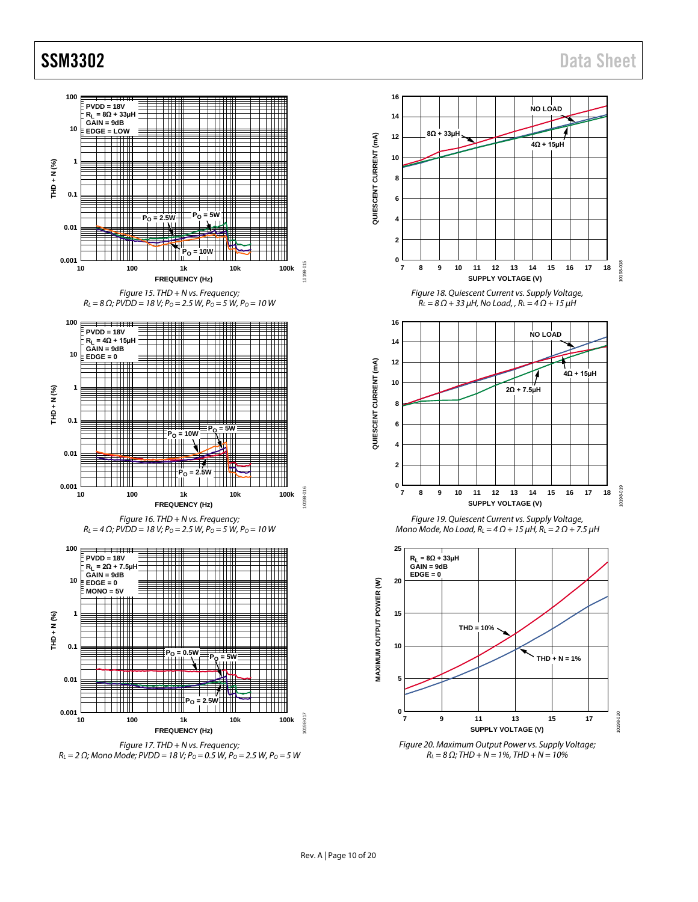Figure 15. THD + N vs. Frequency; $R_L = 8\ \Omega$; PVDD = 18 V; $P_O = 2.5$ W, $P_O = 5$ W, $P_O = 10$ W

Figure 16. THD + N vs. Frequency; $R_L = 4\ \Omega$; PVDD = 18 V; $P_O = 2.5$ W, $P_O = 5$ W, $P_O = 10$ W

Figure 17. THD + N vs. Frequency; $R_L = 2\ \Omega$; Mono Mode; PVDD = 18 V; $P_O = 0.5$ W, $P_O = 2.5$ W, $P_O = 5$ W

Figure 18. Quiescent Current vs. Supply Voltage, $R_L = 8\ \Omega + 33\ \mu H$, No Load, , $R_L = 4\ \Omega + 15\ \mu H$

Figure 19. Quiescent Current vs. Supply Voltage, Mono Mode, No Load, $R_L = 4\ \Omega + 15\ \mu H$, $R_L = 2\ \Omega + 7.5\ \mu H$

Figure 20. Maximum Output Power vs. Supply Voltage; $R_L = 8\ \Omega$; THD + N = 1%, THD + N = 10%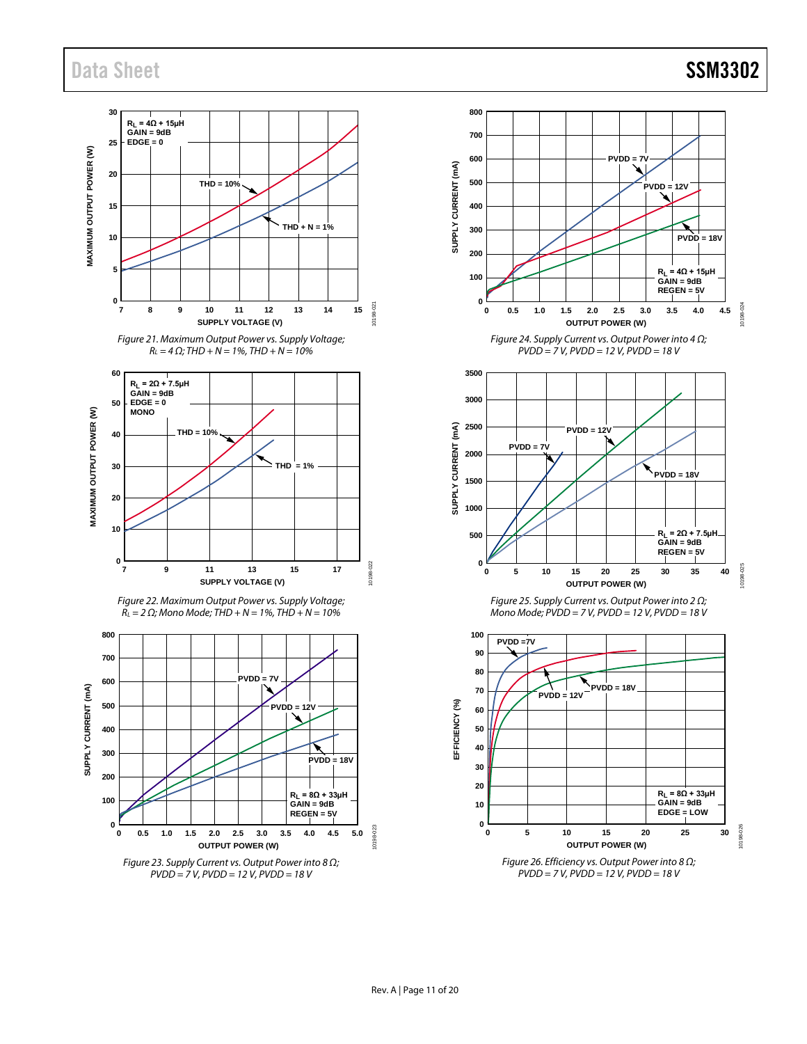Figure 21. Maximum Output Power vs. Supply Voltage; $R_L$ = 4 Ω; THD + N = 1%, THD + N = 10%

Figure 22. Maximum Output Power vs. Supply Voltage; $R_L$ = 2 Ω; Mono Mode; THD + N = 1%, THD + N = 10%

Figure 23. Supply Current vs. Output Power into 8 Ω; PVDD = 7 V, PVDD = 12 V, PVDD = 18 V

Figure 24. Supply Current vs. Output Power into 4 Ω; PVDD = 7 V, PVDD = 12 V, PVDD = 18 V

Figure 25. Supply Current vs. Output Power into 2 Ω; Mono Mode; PVDD = 7 V, PVDD = 12 V, PVDD = 18 V

Figure 26. Efficiency vs. Output Power into 8 Ω; PVDD = 7 V, PVDD = 12 V, PVDD = 18 V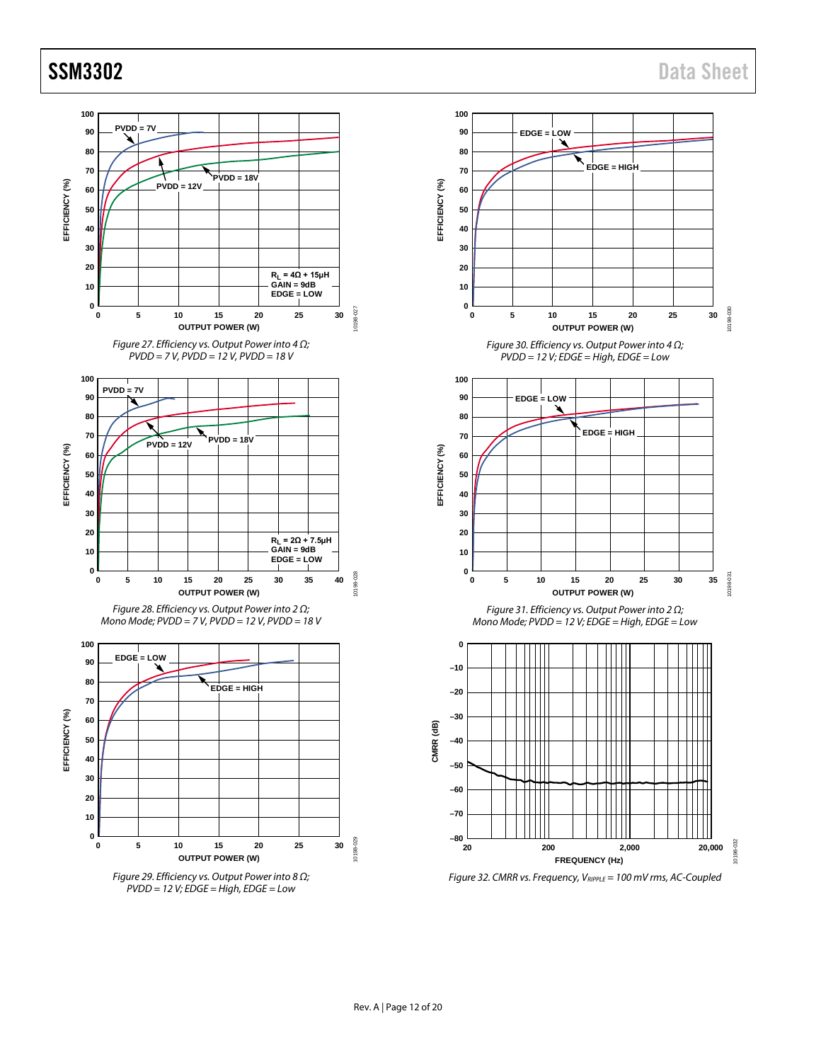Figure 27. Efficiency vs. Output Power into 4 Ω; PVDD = 7 V, PVDD = 12 V, PVDD = 18 V

Figure 28. Efficiency vs. Output Power into 2 Ω; Mono Mode; PVDD = 7 V, PVDD = 12 V, PVDD = 18 V

Figure 29. Efficiency vs. Output Power into 8 Ω; PVDD = 12 V; EDGE = High, EDGE = Low

Figure 30. Efficiency vs. Output Power into 4 Ω; PVDD = 12 V; EDGE = High, EDGE = Low

Figure 31. Efficiency vs. Output Power into 2 Ω; Mono Mode; PVDD = 12 V; EDGE = High, EDGE = Low

Figure 32. CMRR vs. Frequency, $V_{RIPPLE}$ = 100 mV rms, AC-Coupled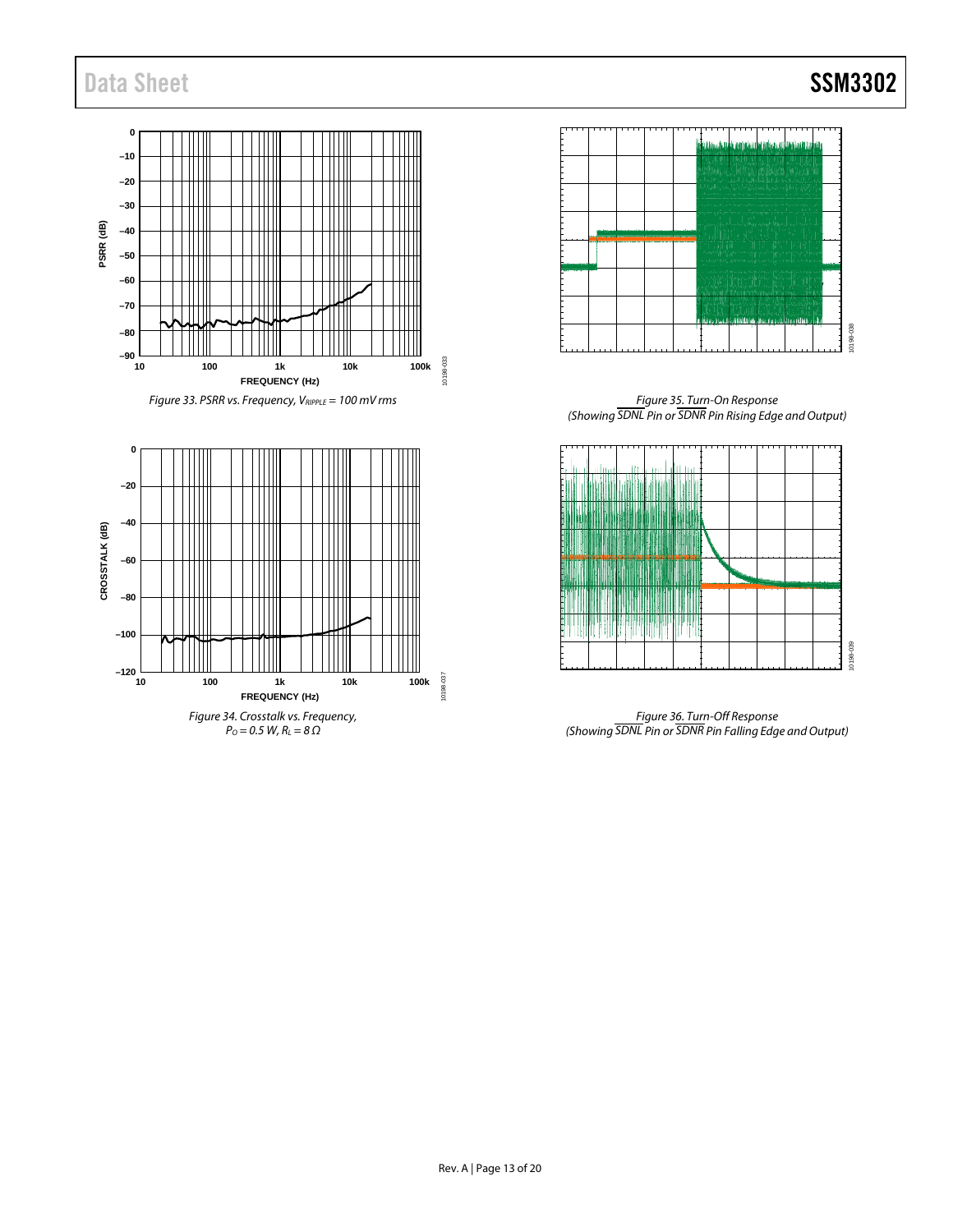Figure 33. PSRR vs. Frequency, $V_{RIPPLE}$ = 100 mV rms

Figure 34. Crosstalk vs. Frequency, $P_O$ = 0.5 W, $R_L$ = 8 Ω

Figure 35. Turn-On Response (Showing $\overline{SDNL}$ Pin or $\overline{SDNR}$ Pin Rising Edge and Output)

Figure 36. Turn-Off Response (Showing $\overline{SDNL}$ Pin or $\overline{SDNR}$ Pin Falling Edge and Output)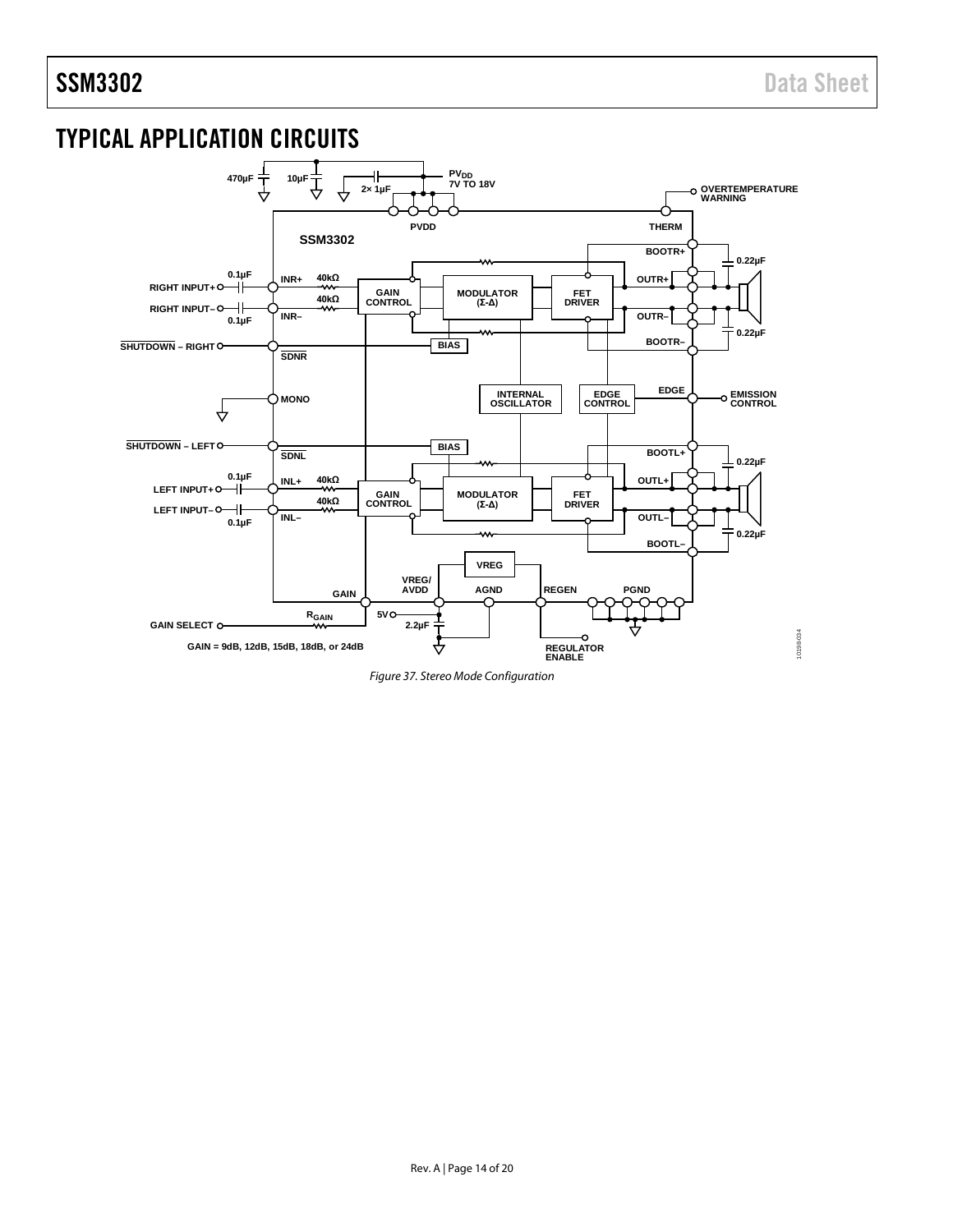# TYPICAL APPLICATION CIRCUITS

Figure 37. Stereo Mode Configuration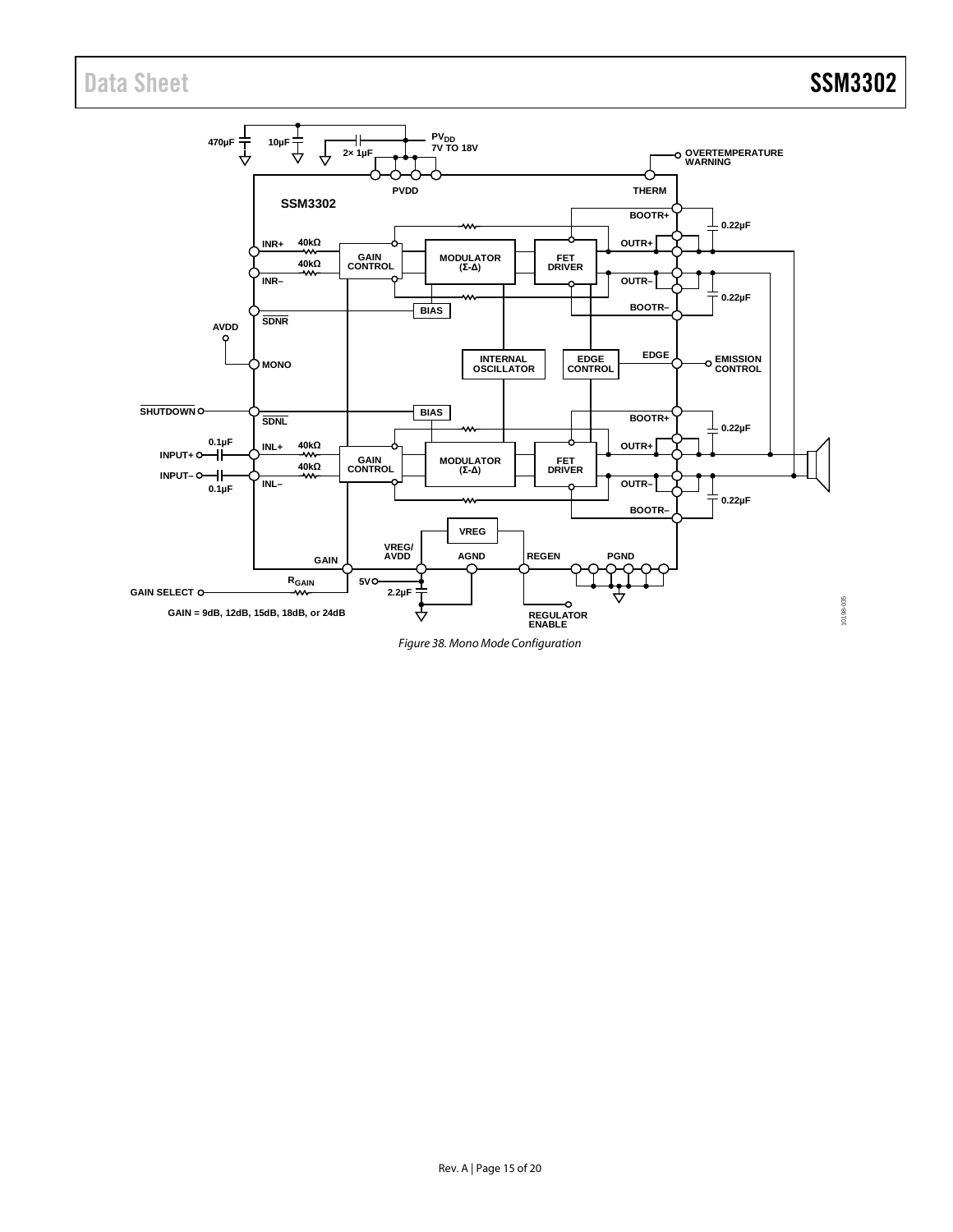Figure 38. Mono Mode Configuration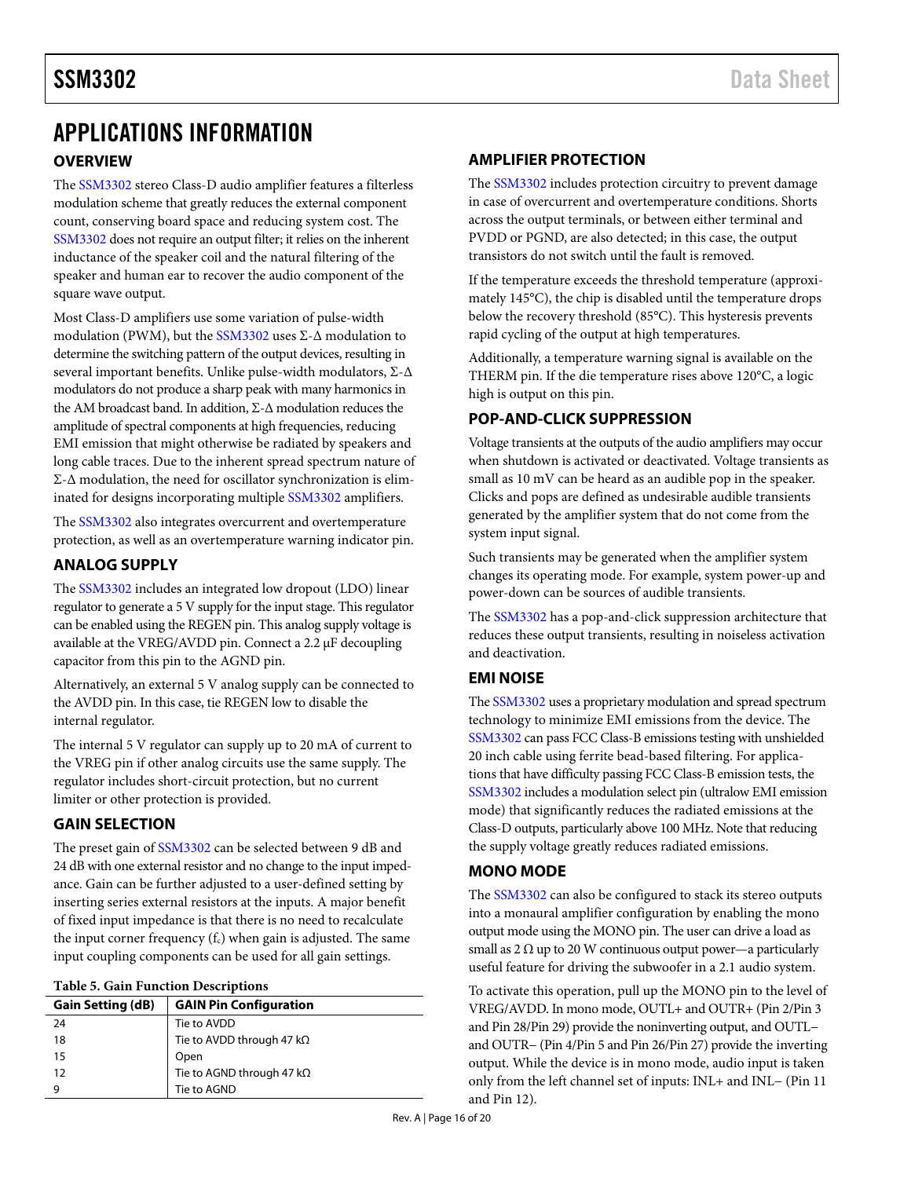# APPLICATIONS INFORMATION

## OVERVIEW

The SSM3302 stereo Class-D audio amplifier features a filterless modulation scheme that greatly reduces the external component count, conserving board space and reducing system cost. The SSM3302 does not require an output filter; it relies on the inherent inductance of the speaker coil and the natural filtering of the speaker and human ear to recover the audio component of the square wave output.

Most Class-D amplifiers use some variation of pulse-width modulation (PWM), but the SSM3302 uses Σ-Δ modulation to determine the switching pattern of the output devices, resulting in several important benefits. Unlike pulse-width modulators, Σ-Δ modulators do not produce a sharp peak with many harmonics in the AM broadcast band. In addition, Σ-Δ modulation reduces the amplitude of spectral components at high frequencies, reducing EMI emission that might otherwise be radiated by speakers and long cable traces. Due to the inherent spread spectrum nature of Σ-Δ modulation, the need for oscillator synchronization is eliminated for designs incorporating multiple SSM3302 amplifiers.

The SSM3302 also integrates overcurrent and overtemperature protection, as well as an overtemperature warning indicator pin.

## ANALOG SUPPLY

The SSM3302 includes an integrated low dropout (LDO) linear regulator to generate a 5 V supply for the input stage. This regulator can be enabled using the REGEN pin. This analog supply voltage is available at the VREG/AVDD pin. Connect a 2.2 μF decoupling capacitor from this pin to the AGND pin.

Alternatively, an external 5 V analog supply can be connected to the AVDD pin. In this case, tie REGEN low to disable the internal regulator.

The internal 5 V regulator can supply up to 20 mA of current to the VREG pin if other analog circuits use the same supply. The regulator includes short-circuit protection, but no current limiter or other protection is provided.

## GAIN SELECTION

The preset gain of SSM3302 can be selected between 9 dB and 24 dB with one external resistor and no change to the input impedance. Gain can be further adjusted to a user-defined setting by inserting series external resistors at the inputs. A major benefit of fixed input impedance is that there is no need to recalculate the input corner frequency ($f_c$) when gain is adjusted. The same input coupling components can be used for all gain settings.

**Table 5. Gain Function Descriptions**

| Gain Setting (dB) | GAIN Pin Configuration |
|---|---|
| 24 | Tie to AVDD |
| 18 | Tie to AVDD through 47 kΩ |
| 15 | Open |
| 12 | Tie to AGND through 47 kΩ |
| 9 | Tie to AGND |

## AMPLIFIER PROTECTION

The SSM3302 includes protection circuitry to prevent damage in case of overcurrent and overtemperature conditions. Shorts across the output terminals, or between either terminal and PVDD or PGND, are also detected; in this case, the output transistors do not switch until the fault is removed.

If the temperature exceeds the threshold temperature (approximately 145°C), the chip is disabled until the temperature drops below the recovery threshold (85°C). This hysteresis prevents rapid cycling of the output at high temperatures.

Additionally, a temperature warning signal is available on the THERM pin. If the die temperature rises above 120°C, a logic high is output on this pin.

## POP-AND-CLICK SUPPRESSION

Voltage transients at the outputs of the audio amplifiers may occur when shutdown is activated or deactivated. Voltage transients as small as 10 mV can be heard as an audible pop in the speaker. Clicks and pops are defined as undesirable audible transients generated by the amplifier system that do not come from the system input signal.

Such transients may be generated when the amplifier system changes its operating mode. For example, system power-up and power-down can be sources of audible transients.

The SSM3302 has a pop-and-click suppression architecture that reduces these output transients, resulting in noiseless activation and deactivation.

## EMI NOISE

The SSM3302 uses a proprietary modulation and spread spectrum technology to minimize EMI emissions from the device. The SSM3302 can pass FCC Class-B emissions testing with unshielded 20 inch cable using ferrite bead-based filtering. For applications that have difficulty passing FCC Class-B emission tests, the SSM3302 includes a modulation select pin (ultralow EMI emission mode) that significantly reduces the radiated emissions at the Class-D outputs, particularly above 100 MHz. Note that reducing the supply voltage greatly reduces radiated emissions.

## MONO MODE

The SSM3302 can also be configured to stack its stereo outputs into a monaural amplifier configuration by enabling the mono output mode using the MONO pin. The user can drive a load as small as 2 Ω up to 20 W continuous output power—a particularly useful feature for driving the subwoofer in a 2.1 audio system.

To activate this operation, pull up the MONO pin to the level of VREG/AVDD. In mono mode, OUTL+ and OUTR+ (Pin 2/Pin 3 and Pin 28/Pin 29) provide the noninverting output, and OUTL− and OUTR− (Pin 4/Pin 5 and Pin 26/Pin 27) provide the inverting output. While the device is in mono mode, audio input is taken only from the left channel set of inputs: INL+ and INL− (Pin 11 and Pin 12).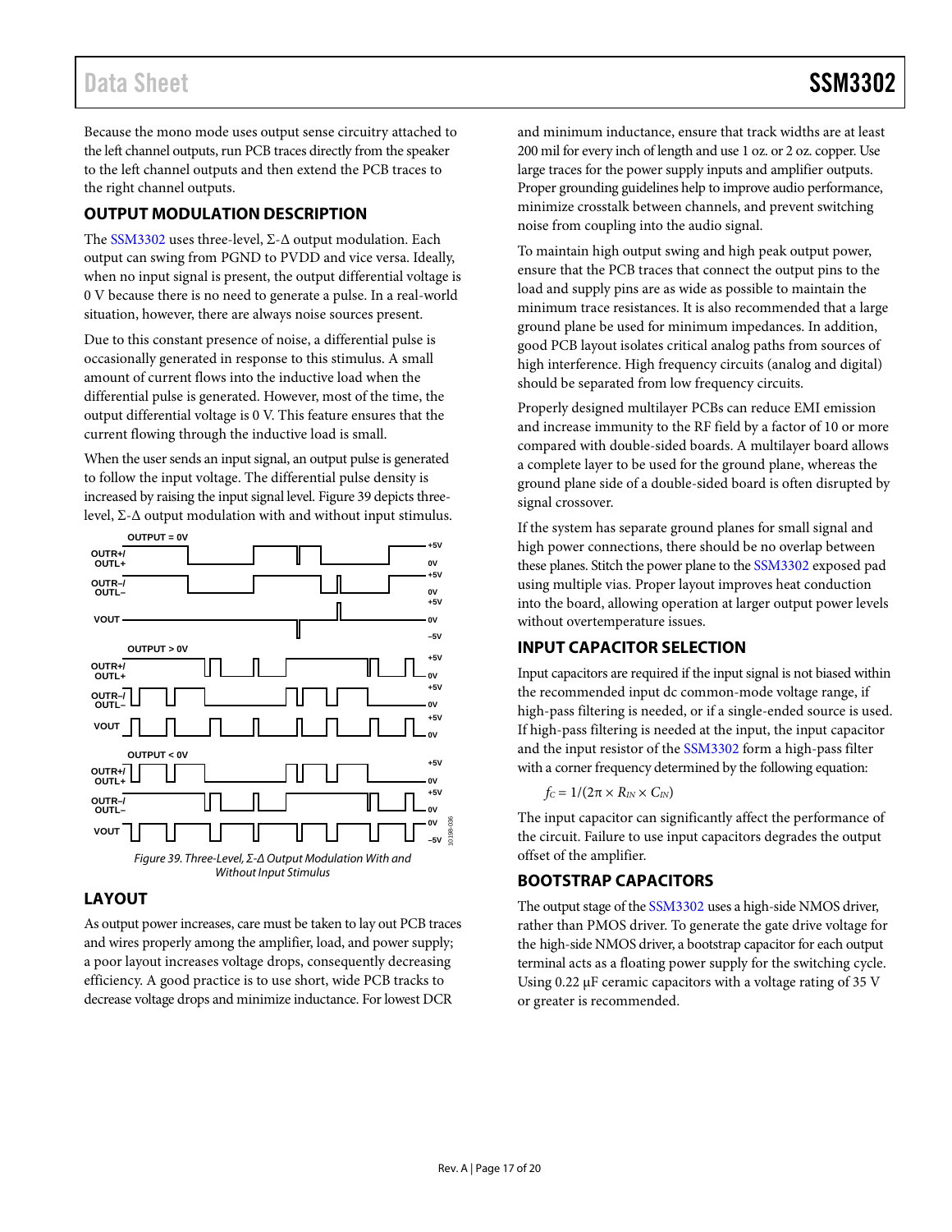Because the mono mode uses output sense circuitry attached to the left channel outputs, run PCB traces directly from the speaker to the left channel outputs and then extend the PCB traces to the right channel outputs.

## OUTPUT MODULATION DESCRIPTION

The SSM3302 uses three-level, Σ-Δ output modulation. Each output can swing from PGND to PVDD and vice versa. Ideally, when no input signal is present, the output differential voltage is 0 V because there is no need to generate a pulse. In a real-world situation, however, there are always noise sources present.

Due to this constant presence of noise, a differential pulse is occasionally generated in response to this stimulus. A small amount of current flows into the inductive load when the differential pulse is generated. However, most of the time, the output differential voltage is 0 V. This feature ensures that the current flowing through the inductive load is small.

When the user sends an input signal, an output pulse is generated to follow the input voltage. The differential pulse density is increased by raising the input signal level. Figure 39 depicts three-level, Σ-Δ output modulation with and without input stimulus.

*Figure 39. Three-Level, Σ-Δ Output Modulation With and Without Input Stimulus*

## LAYOUT

As output power increases, care must be taken to lay out PCB traces and wires properly among the amplifier, load, and power supply; a poor layout increases voltage drops, consequently decreasing efficiency. A good practice is to use short, wide PCB tracks to decrease voltage drops and minimize inductance. For lowest DCR and minimum inductance, ensure that track widths are at least 200 mil for every inch of length and use 1 oz. or 2 oz. copper. Use large traces for the power supply inputs and amplifier outputs. Proper grounding guidelines help to improve audio performance, minimize crosstalk between channels, and prevent switching noise from coupling into the audio signal.

To maintain high output swing and high peak output power, ensure that the PCB traces that connect the output pins to the load and supply pins are as wide as possible to maintain the minimum trace resistances. It is also recommended that a large ground plane be used for minimum impedances. In addition, good PCB layout isolates critical analog paths from sources of high interference. High frequency circuits (analog and digital) should be separated from low frequency circuits.

Properly designed multilayer PCBs can reduce EMI emission and increase immunity to the RF field by a factor of 10 or more compared with double-sided boards. A multilayer board allows a complete layer to be used for the ground plane, whereas the ground plane side of a double-sided board is often disrupted by signal crossover.

If the system has separate ground planes for small signal and high power connections, there should be no overlap between these planes. Stitch the power plane to the SSM3302 exposed pad using multiple vias. Proper layout improves heat conduction into the board, allowing operation at larger output power levels without overtemperature issues.

## INPUT CAPACITOR SELECTION

Input capacitors are required if the input signal is not biased within the recommended input dc common-mode voltage range, if high-pass filtering is needed, or if a single-ended source is used. If high-pass filtering is needed at the input, the input capacitor and the input resistor of the SSM3302 form a high-pass filter with a corner frequency determined by the following equation:

$$f_C = 1/(2\pi \times R_{IN} \times C_{IN})$$

The input capacitor can significantly affect the performance of the circuit. Failure to use input capacitors degrades the output offset of the amplifier.

## BOOTSTRAP CAPACITORS

The output stage of the SSM3302 uses a high-side NMOS driver, rather than PMOS driver. To generate the gate drive voltage for the high-side NMOS driver, a bootstrap capacitor for each output terminal acts as a floating power supply for the switching cycle. Using 0.22 µF ceramic capacitors with a voltage rating of 35 V or greater is recommended.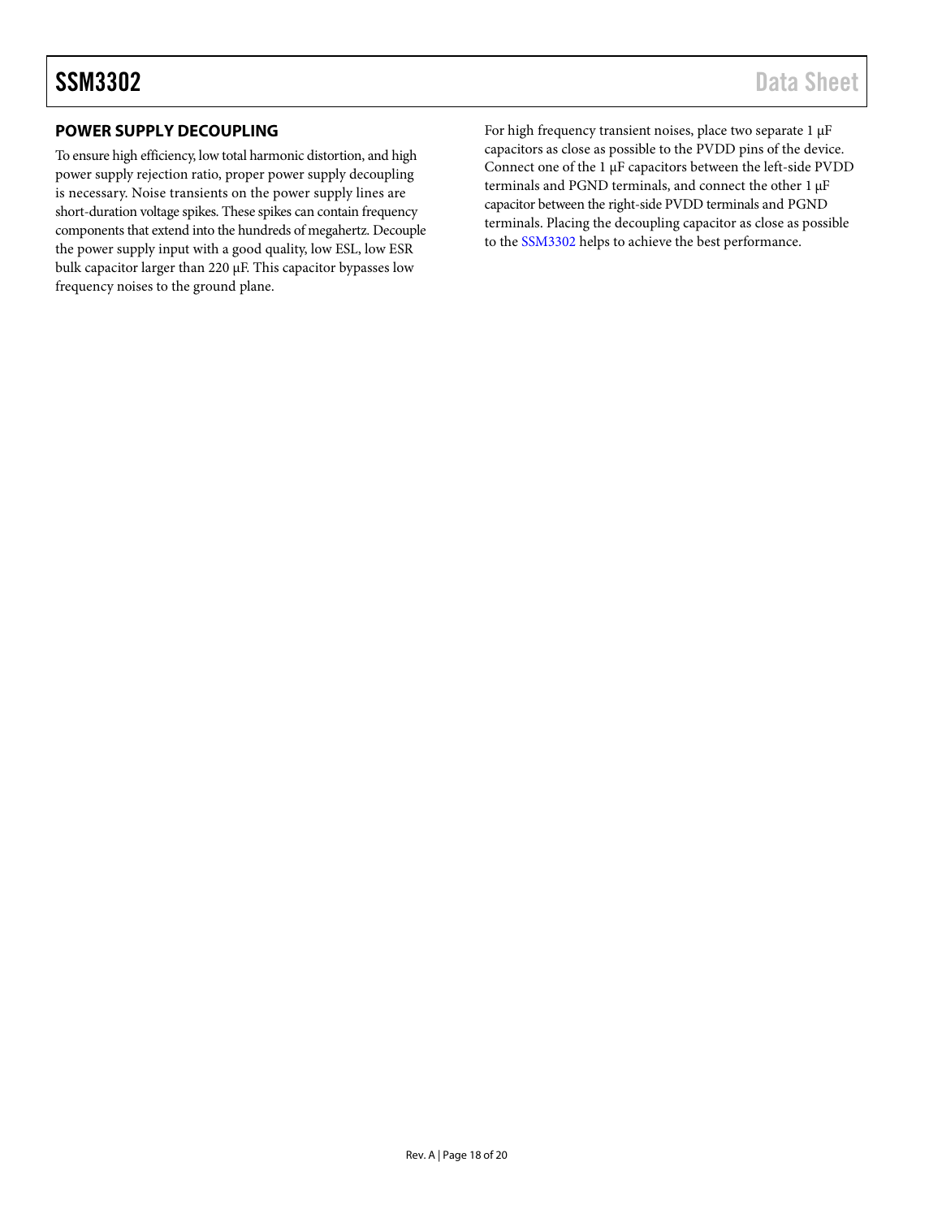## POWER SUPPLY DECOUPLING

To ensure high efficiency, low total harmonic distortion, and high power supply rejection ratio, proper power supply decoupling is necessary. Noise transients on the power supply lines are short-duration voltage spikes. These spikes can contain frequency components that extend into the hundreds of megahertz. Decouple the power supply input with a good quality, low ESL, low ESR bulk capacitor larger than 220 μF. This capacitor bypasses low frequency noises to the ground plane.

For high frequency transient noises, place two separate 1 μF capacitors as close as possible to the PVDD pins of the device. Connect one of the 1 μF capacitors between the left-side PVDD terminals and PGND terminals, and connect the other 1 μF capacitor between the right-side PVDD terminals and PGND terminals. Placing the decoupling capacitor as close as possible to the SSM3302 helps to achieve the best performance.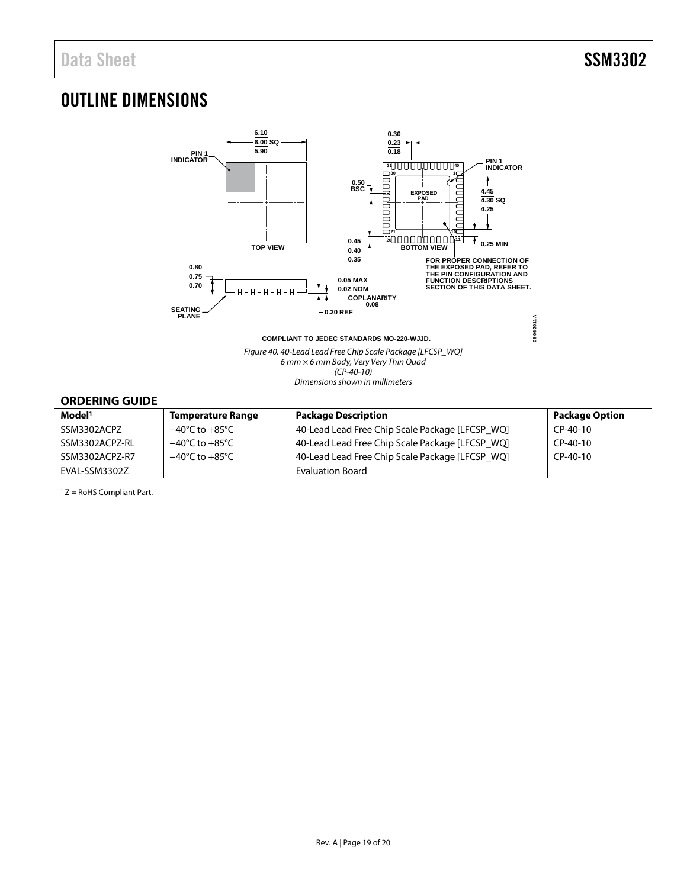# OUTLINE DIMENSIONS

COMPLIANT TO JEDEC STANDARDS MO-220-WJJD.

*Figure 40. 40-Lead Lead Free Chip Scale Package [LFCSP_WQ]*
*6 mm × 6 mm Body, Very Very Thin Quad*
*(CP-40-10)*
*Dimensions shown in millimeters*

## ORDERING GUIDE

| Model[1] | Temperature Range | Package Description | Package Option |
|---|---|---|---|
| SSM3302ACPZ | −40°C to +85°C | 40-Lead Lead Free Chip Scale Package [LFCSP_WQ] | CP-40-10 |
| SSM3302ACPZ-RL | −40°C to +85°C | 40-Lead Lead Free Chip Scale Package [LFCSP_WQ] | CP-40-10 |
| SSM3302ACPZ-R7 | −40°C to +85°C | 40-Lead Lead Free Chip Scale Package [LFCSP_WQ] | CP-40-10 |
| EVAL-SSM3302Z | | Evaluation Board | |

[1] Z = RoHS Compliant Part.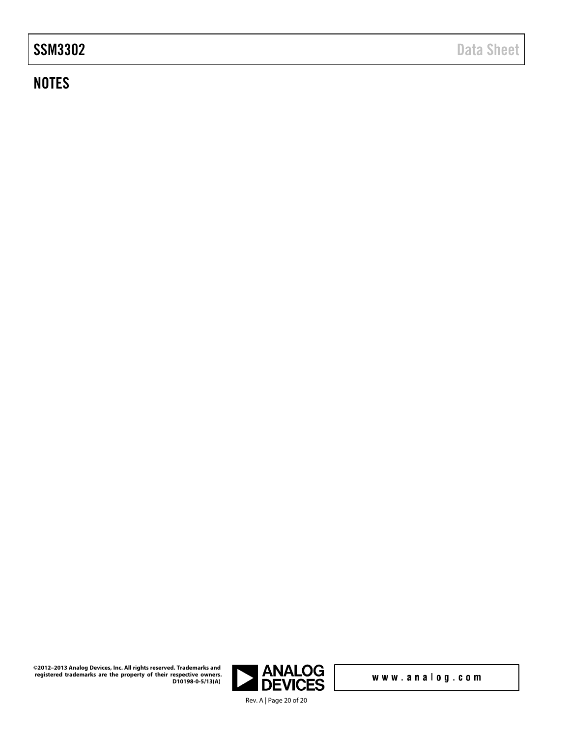## NOTES

©2012–2013 Analog Devices, Inc. All rights reserved. Trademarks and registered trademarks are the property of their respective owners.
D10198-0-5/13(A)

www.analog.com